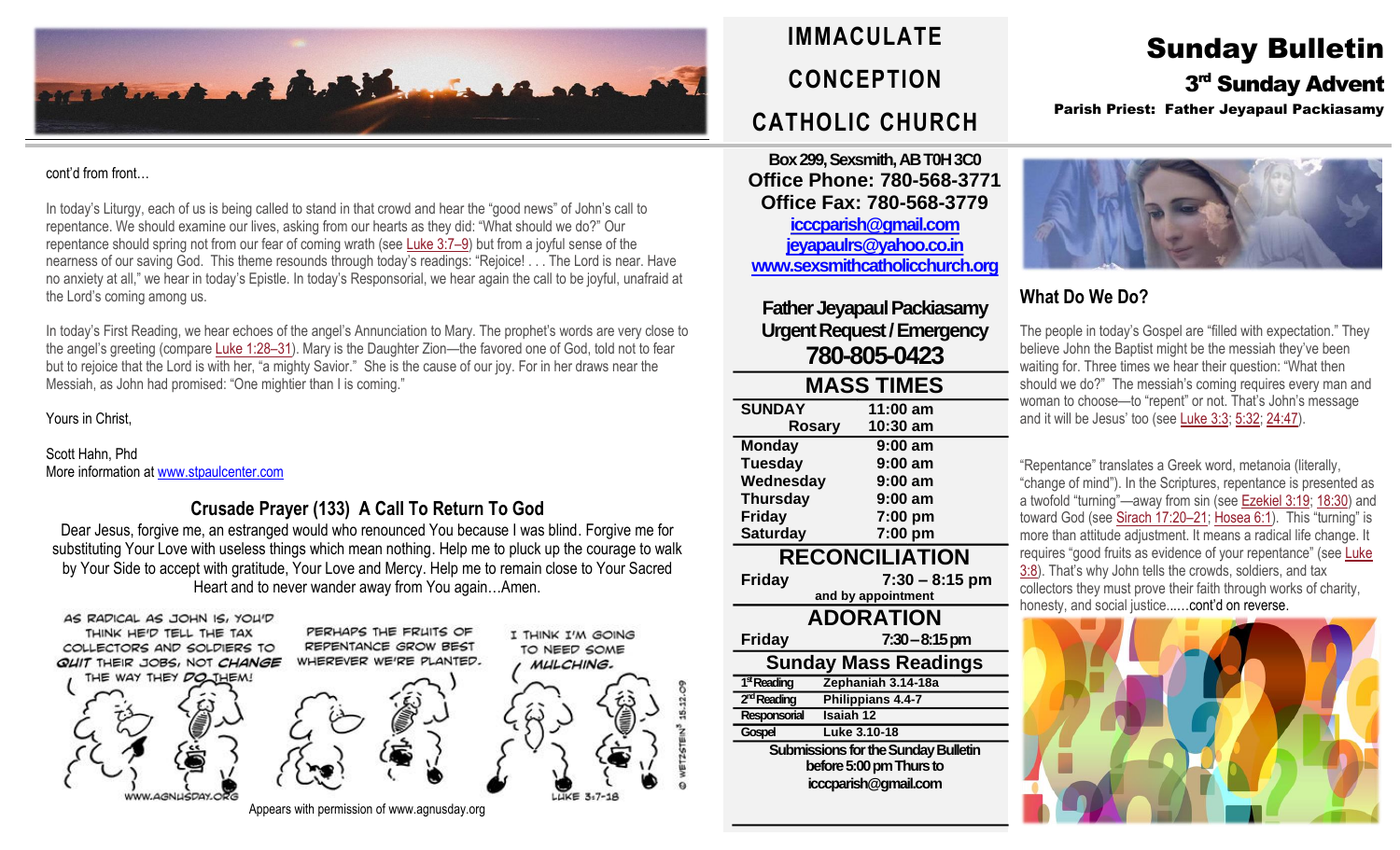# IMMACULATE CONCEPTION CATHOLIC CHURCH

# Sunday Bulletin

## 3rd Sunday Advent

**Parish Priest: Father Jeyapaul Packiasamy**

cont'd from front…

In today's Liturgy, each of us is being called to stand in that crowd and hear the "good news" of John's call to repentance. We should examine our lives, asking from our hearts as they did: "What should we do?" Our repentance should spring not from our fear of coming wrath (see Luke 3:7–9) but from a joyful sense of the nearness of our saving God. This theme resounds through today's readings: "Rejoice! . . . The Lord is near. Have no anxiety at all," we hear in today's Epistle. In today's Responsorial, we hear again the call to be joyful, unafraid at the Lord's coming among us.

In today's First Reading, we hear echoes of the angel's Annunciation to Mary. The prophet's words are very close to the angel's greeting (compare Luke 1:28–31). Mary is the Daughter Zion—the favored one of God, told not to fear but to rejoice that the Lord is with her, "a mighty Savior." She is the cause of our joy. For in her draws near the Messiah, as John had promised: "One mightier than I is coming."

Yours in Christ,

Scott Hahn, Phd
More information at www.stpaulcenter.com

### Crusade Prayer (133) A Call To Return To God

Dear Jesus, forgive me, an estranged would who renounced You because I was blind. Forgive me for substituting Your Love with useless things which mean nothing. Help me to pluck up the courage to walk by Your Side to accept with gratitude, Your Love and Mercy. Help me to remain close to Your Sacred Heart and to never wander away from You again…Amen.

Appears with permission of www.agnusday.org

**Box 299, Sexsmith, AB T0H 3C0**
**Office Phone: 780-568-3771**
**Office Fax: 780-568-3779**
**icccparish@gmail.com**
**jeyapaulrs@yahoo.co.in**
**www.sexsmithcatholicchurch.org**

**Father Jeyapaul Packiasamy**
**Urgent Request / Emergency**
**780-805-0423**

### MASS TIMES

| | |
|---|---|
| SUNDAY | 11:00 am |
| Rosary | 10:30 am |
| Monday | 9:00 am |
| Tuesday | 9:00 am |
| Wednesday | 9:00 am |
| Thursday | 9:00 am |
| Friday | 7:00 pm |
| Saturday | 7:00 pm |

### RECONCILIATION

| | |
|---|---|
| Friday | 7:30 – 8:15 pm |

and by appointment

### ADORATION

| | |
|---|---|
| Friday | 7:30 – 8:15 pm |

### Sunday Mass Readings

| | |
|---|---|
| 1st Reading | Zephaniah 3.14-18a |
| 2nd Reading | Philippians 4.4-7 |
| Responsorial | Isaiah 12 |
| Gospel | Luke 3.10-18 |

**Submissions for the Sunday Bulletin before 5:00 pm Thurs to icccparish@gmail.com**

## What Do We Do?

The people in today's Gospel are "filled with expectation." They believe John the Baptist might be the messiah they've been waiting for. Three times we hear their question: "What then should we do?" The messiah's coming requires every man and woman to choose—to "repent" or not. That's John's message and it will be Jesus' too (see Luke 3:3; 5:32; 24:47).

"Repentance" translates a Greek word, metanoia (literally, "change of mind"). In the Scriptures, repentance is presented as a twofold "turning"—away from sin (see Ezekiel 3:19; 18:30) and toward God (see Sirach 17:20–21; Hosea 6:1). This "turning" is more than attitude adjustment. It means a radical life change. It requires "good fruits as evidence of your repentance" (see Luke 3:8). That's why John tells the crowds, soldiers, and tax collectors they must prove their faith through works of charity, honesty, and social justice……cont'd on reverse.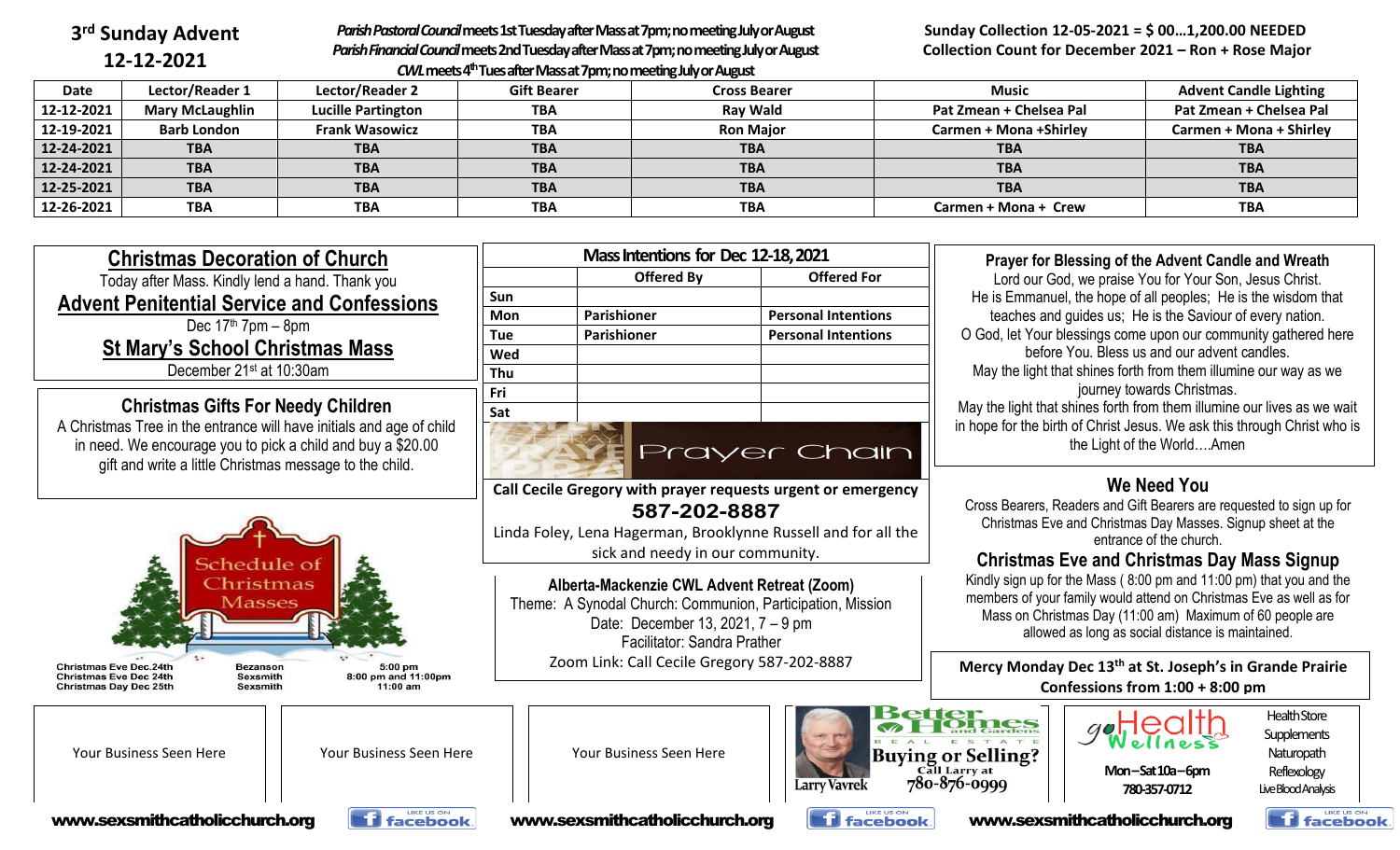# 3rd Sunday Advent
## 12-12-2021

*Parish Pastoral Council meets 1st Tuesday after Mass at 7pm; no meeting July or August*
*Parish Financial Council meets 2nd Tuesday after Mass at 7pm; no meeting July or August*
*CWL meets 4th Tues after Mass at 7pm; no meeting July or August*

**Sunday Collection 12-05-2021 = $ 00…1,200.00 NEEDED**
**Collection Count for December 2021 – Ron + Rose Major**

| Date | Lector/Reader 1 | Lector/Reader 2 | Gift Bearer | Cross Bearer | Music | Advent Candle Lighting |
|---|---|---|---|---|---|---|
| 12-12-2021 | Mary McLaughlin | Lucille Partington | TBA | Ray Wald | Pat Zmean + Chelsea Pal | Pat Zmean + Chelsea Pal |
| 12-19-2021 | Barb London | Frank Wasowicz | TBA | Ron Major | Carmen + Mona +Shirley | Carmen + Mona + Shirley |
| 12-24-2021 | TBA | TBA | TBA | TBA | TBA | TBA |
| 12-24-2021 | TBA | TBA | TBA | TBA | TBA | TBA |
| 12-25-2021 | TBA | TBA | TBA | TBA | TBA | TBA |
| 12-26-2021 | TBA | TBA | TBA | TBA | Carmen + Mona + Crew | TBA |

## Christmas Decoration of Church

Today after Mass. Kindly lend a hand. Thank you

## Advent Penitential Service and Confessions

Dec 17th 7pm – 8pm

## St Mary's School Christmas Mass

December 21st at 10:30am

## Christmas Gifts For Needy Children

A Christmas Tree in the entrance will have initials and age of child in need. We encourage you to pick a child and buy a $20.00 gift and write a little Christmas message to the child.

## Schedule of Christmas Masses

Christmas Eve Dec.24th Bezanson 5:00 pm
Christmas Eve Dec 24th Sexsmith 8:00 pm and 11:00pm
Christmas Day Dec 25th Sexsmith 11:00 am

## Mass Intentions for Dec 12-18, 2021

| | Offered By | Offered For |
|---|---|---|
| Sun | | |
| Mon | Parishioner | Personal Intentions |
| Tue | Parishioner | Personal Intentions |
| Wed | | |
| Thu | | |
| Fri | | |
| Sat | | |

## Prayer Chain

**Call Cecile Gregory with prayer requests urgent or emergency**

**587-202-8887**

Linda Foley, Lena Hagerman, Brooklynne Russell and for all the sick and needy in our community.

**Alberta-Mackenzie CWL Advent Retreat (Zoom)**

Theme: A Synodal Church: Communion, Participation, Mission
Date: December 13, 2021, 7 – 9 pm
Facilitator: Sandra Prather
Zoom Link: Call Cecile Gregory 587-202-8887

## Prayer for Blessing of the Advent Candle and Wreath

Lord our God, we praise You for Your Son, Jesus Christ. He is Emmanuel, the hope of all peoples; He is the wisdom that teaches and guides us; He is the Saviour of every nation. O God, let Your blessings come upon our community gathered here before You. Bless us and our advent candles. May the light that shines forth from them illumine our way as we journey towards Christmas. May the light that shines forth from them illumine our lives as we wait in hope for the birth of Christ Jesus. We ask this through Christ who is the Light of the World….Amen

## We Need You

Cross Bearers, Readers and Gift Bearers are requested to sign up for Christmas Eve and Christmas Day Masses. Signup sheet at the entrance of the church.

## Christmas Eve and Christmas Day Mass Signup

Kindly sign up for the Mass ( 8:00 pm and 11:00 pm) that you and the members of your family would attend on Christmas Eve as well as for Mass on Christmas Day (11:00 am) Maximum of 60 people are allowed as long as social distance is maintained.

**Mercy Monday Dec 13th at St. Joseph's in Grande Prairie**
**Confessions from 1:00 + 8:00 pm**

Your Business Seen Here

Your Business Seen Here

Your Business Seen Here

Better Homes and Gardens Real Estate — Buying or Selling? Call Larry at 780-876-0999 — Larry Vavrek

goHealth Wellness — Mon – Sat 10a – 6pm — 780-357-0712 — Health Store, Supplements, Naturopath, Reflexology, Live Blood Analysis

www.sexsmithcatholicchurch.org — Like us on facebook